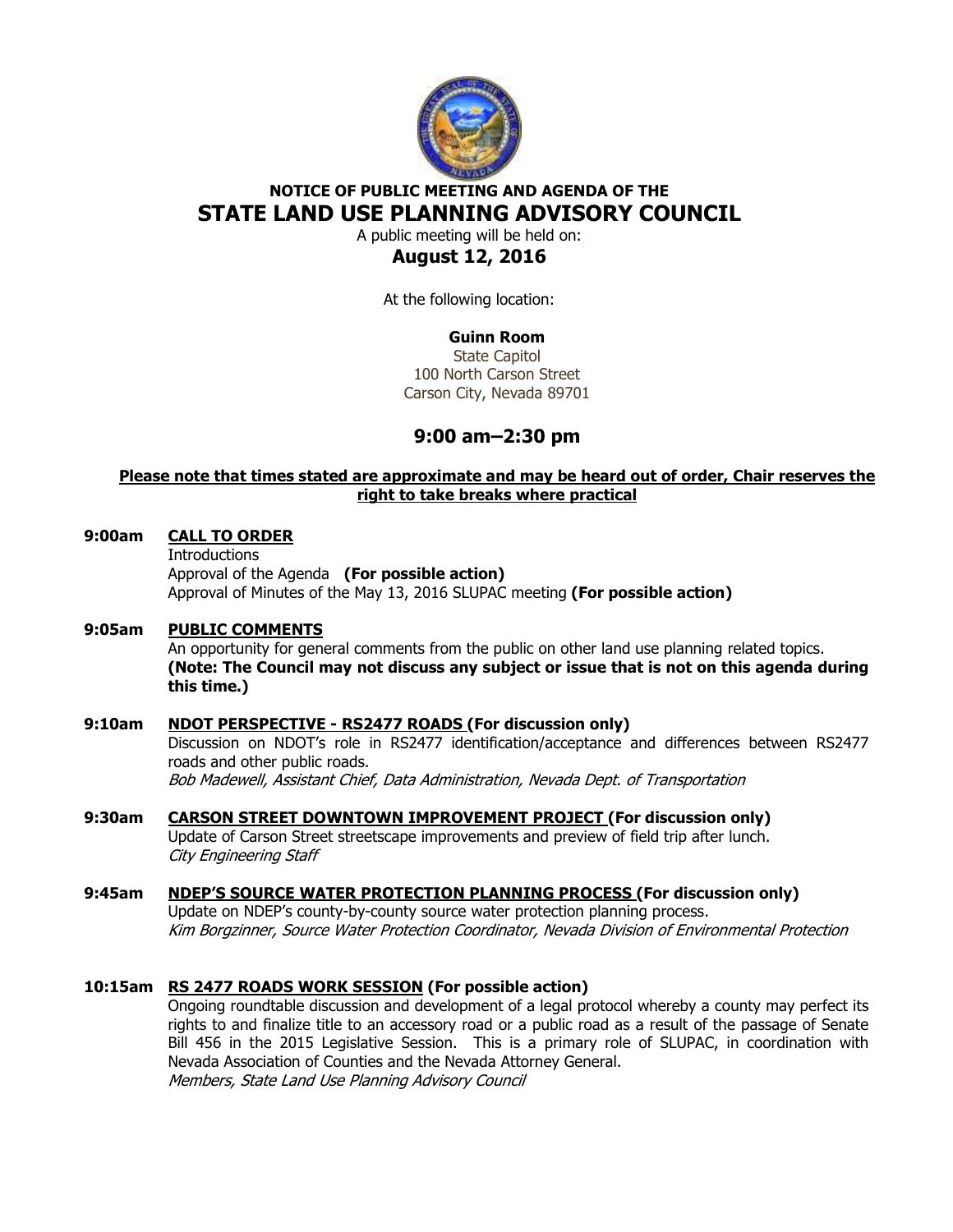**NOTICE OF PUBLIC MEETING AND AGENDA OF THE**

# STATE LAND USE PLANNING ADVISORY COUNCIL

A public meeting will be held on:

## August 12, 2016

At the following location:

**Guinn Room**
State Capitol
100 North Carson Street
Carson City, Nevada 89701

## 9:00 am–2:30 pm

**Please note that times stated are approximate and may be heard out of order, Chair reserves the right to take breaks where practical**

**9:00am** **CALL TO ORDER**
Introductions
Approval of the Agenda **(For possible action)**
Approval of Minutes of the May 13, 2016 SLUPAC meeting **(For possible action)**

**9:05am** **PUBLIC COMMENTS**
An opportunity for general comments from the public on other land use planning related topics.
**(Note: The Council may not discuss any subject or issue that is not on this agenda during this time.)**

**9:10am** **NDOT PERSPECTIVE - RS2477 ROADS (For discussion only)**
Discussion on NDOT's role in RS2477 identification/acceptance and differences between RS2477 roads and other public roads.
*Bob Madewell, Assistant Chief, Data Administration, Nevada Dept. of Transportation*

**9:30am** **CARSON STREET DOWNTOWN IMPROVEMENT PROJECT (For discussion only)**
Update of Carson Street streetscape improvements and preview of field trip after lunch.
*City Engineering Staff*

**9:45am** **NDEP'S SOURCE WATER PROTECTION PLANNING PROCESS (For discussion only)**
Update on NDEP's county-by-county source water protection planning process.
*Kim Borgzinner, Source Water Protection Coordinator, Nevada Division of Environmental Protection*

**10:15am** **RS 2477 ROADS WORK SESSION (For possible action)**
Ongoing roundtable discussion and development of a legal protocol whereby a county may perfect its rights to and finalize title to an accessory road or a public road as a result of the passage of Senate Bill 456 in the 2015 Legislative Session. This is a primary role of SLUPAC, in coordination with Nevada Association of Counties and the Nevada Attorney General.
*Members, State Land Use Planning Advisory Council*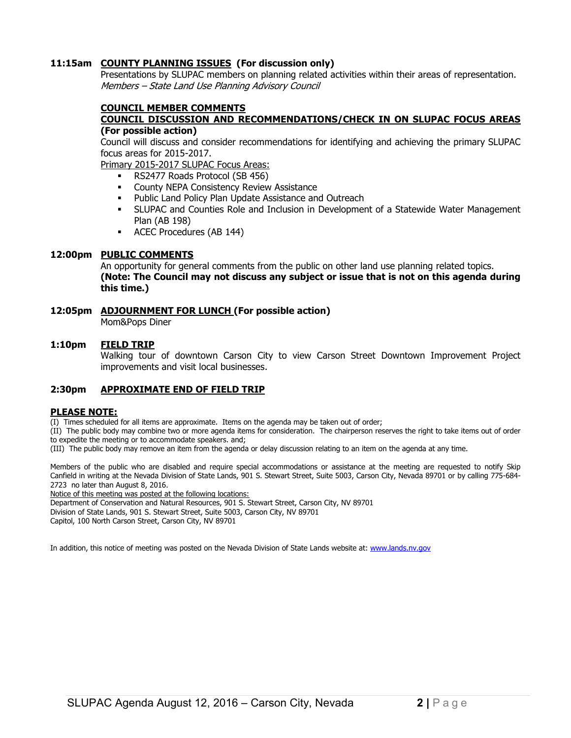**11:15am** **COUNTY PLANNING ISSUES (For discussion only)**
Presentations by SLUPAC members on planning related activities within their areas of representation.
*Members – State Land Use Planning Advisory Council*

**COUNCIL MEMBER COMMENTS**

**COUNCIL DISCUSSION AND RECOMMENDATIONS/CHECK IN ON SLUPAC FOCUS AREAS (For possible action)**
Council will discuss and consider recommendations for identifying and achieving the primary SLUPAC focus areas for 2015-2017.

Primary 2015-2017 SLUPAC Focus Areas:

- RS2477 Roads Protocol (SB 456)
- County NEPA Consistency Review Assistance
- Public Land Policy Plan Update Assistance and Outreach
- SLUPAC and Counties Role and Inclusion in Development of a Statewide Water Management Plan (AB 198)
- ACEC Procedures (AB 144)

**12:00pm** **PUBLIC COMMENTS**
An opportunity for general comments from the public on other land use planning related topics.
**(Note: The Council may not discuss any subject or issue that is not on this agenda during this time.)**

**12:05pm** **ADJOURNMENT FOR LUNCH (For possible action)**
Mom&Pops Diner

**1:10pm** **FIELD TRIP**
Walking tour of downtown Carson City to view Carson Street Downtown Improvement Project improvements and visit local businesses.

**2:30pm** **APPROXIMATE END OF FIELD TRIP**

**PLEASE NOTE:**

(I) Times scheduled for all items are approximate. Items on the agenda may be taken out of order;
(II) The public body may combine two or more agenda items for consideration. The chairperson reserves the right to take items out of order to expedite the meeting or to accommodate speakers. and;
(III) The public body may remove an item from the agenda or delay discussion relating to an item on the agenda at any time.

Members of the public who are disabled and require special accommodations or assistance at the meeting are requested to notify Skip Canfield in writing at the Nevada Division of State Lands, 901 S. Stewart Street, Suite 5003, Carson City, Nevada 89701 or by calling 775-684-2723 no later than August 8, 2016.

Notice of this meeting was posted at the following locations:
Department of Conservation and Natural Resources, 901 S. Stewart Street, Carson City, NV 89701
Division of State Lands, 901 S. Stewart Street, Suite 5003, Carson City, NV 89701
Capitol, 100 North Carson Street, Carson City, NV 89701

In addition, this notice of meeting was posted on the Nevada Division of State Lands website at: www.lands.nv.gov